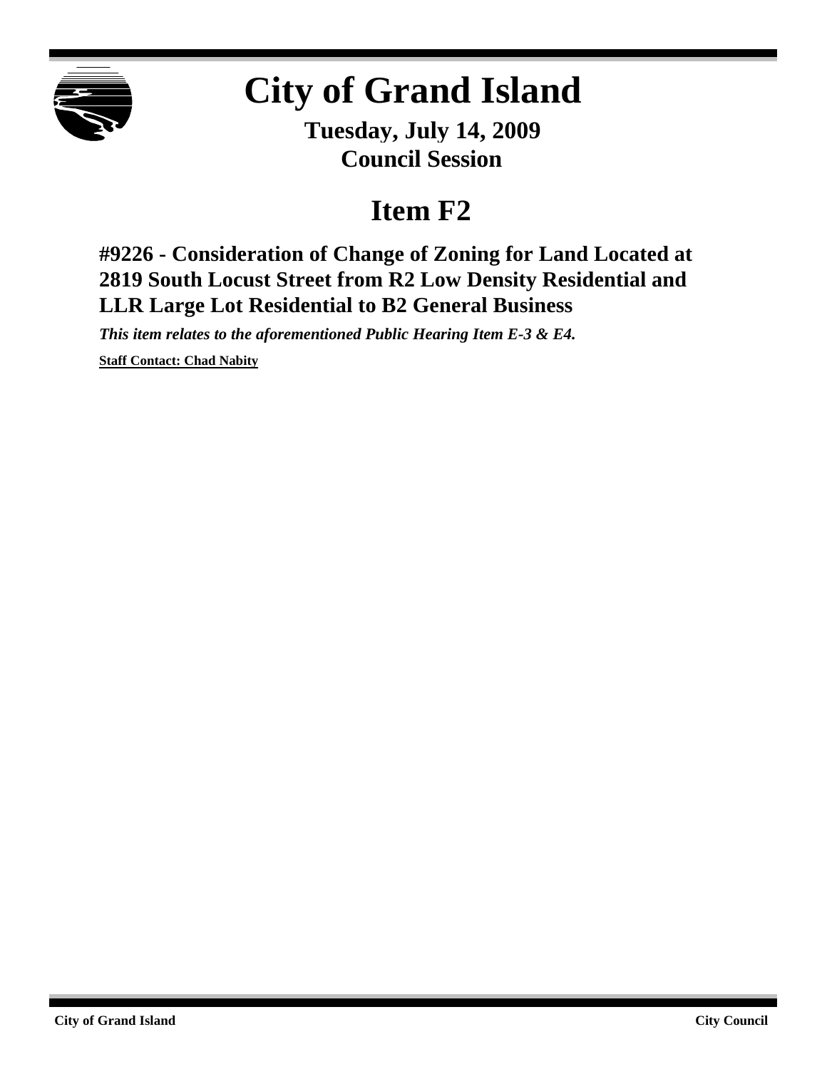# City of Grand Island

**Tuesday, July 14, 2009**
**Council Session**

## Item F2

### #9226 - Consideration of Change of Zoning for Land Located at 2819 South Locust Street from R2 Low Density Residential and LLR Large Lot Residential to B2 General Business

***This item relates to the aforementioned Public Hearing Item E-3 & E4.***

**Staff Contact: Chad Nabity**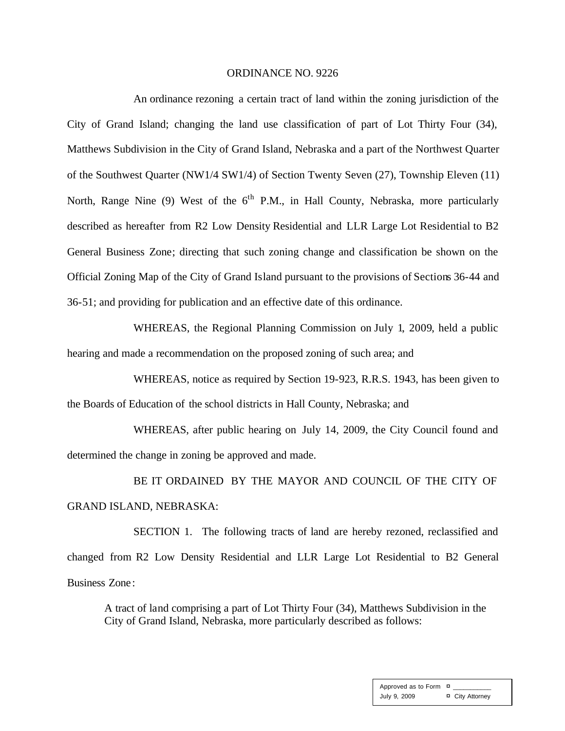ORDINANCE NO. 9226

An ordinance rezoning a certain tract of land within the zoning jurisdiction of the City of Grand Island; changing the land use classification of part of Lot Thirty Four (34), Matthews Subdivision in the City of Grand Island, Nebraska and a part of the Northwest Quarter of the Southwest Quarter (NW1/4 SW1/4) of Section Twenty Seven (27), Township Eleven (11) North, Range Nine (9) West of the 6th P.M., in Hall County, Nebraska, more particularly described as hereafter from R2 Low Density Residential and LLR Large Lot Residential to B2 General Business Zone; directing that such zoning change and classification be shown on the Official Zoning Map of the City of Grand Island pursuant to the provisions of Sections 36-44 and 36-51; and providing for publication and an effective date of this ordinance.

WHEREAS, the Regional Planning Commission on July 1, 2009, held a public hearing and made a recommendation on the proposed zoning of such area; and

WHEREAS, notice as required by Section 19-923, R.R.S. 1943, has been given to the Boards of Education of the school districts in Hall County, Nebraska; and

WHEREAS, after public hearing on July 14, 2009, the City Council found and determined the change in zoning be approved and made.

BE IT ORDAINED BY THE MAYOR AND COUNCIL OF THE CITY OF GRAND ISLAND, NEBRASKA:

SECTION 1. The following tracts of land are hereby rezoned, reclassified and changed from R2 Low Density Residential and LLR Large Lot Residential to B2 General Business Zone:

> A tract of land comprising a part of Lot Thirty Four (34), Matthews Subdivision in the City of Grand Island, Nebraska, more particularly described as follows:

| Approved as to Form | ¤ \_\_\_\_\_\_\_\_\_\_ |
| --- | --- |
| July 9, 2009 | ¤ City Attorney |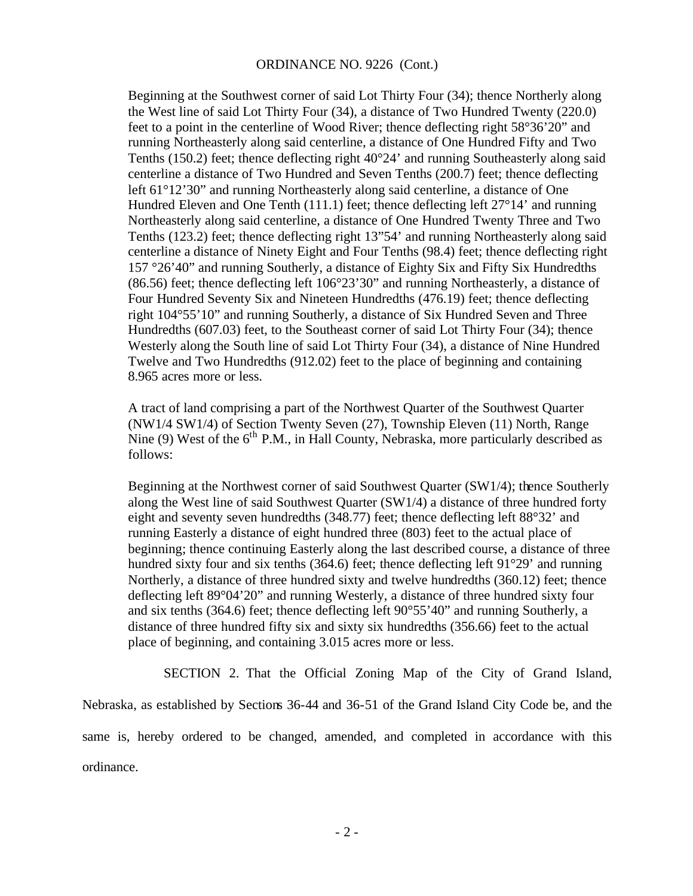ORDINANCE NO. 9226 (Cont.)

Beginning at the Southwest corner of said Lot Thirty Four (34); thence Northerly along the West line of said Lot Thirty Four (34), a distance of Two Hundred Twenty (220.0) feet to a point in the centerline of Wood River; thence deflecting right 58°36'20" and running Northeasterly along said centerline, a distance of One Hundred Fifty and Two Tenths (150.2) feet; thence deflecting right 40°24' and running Southeasterly along said centerline a distance of Two Hundred and Seven Tenths (200.7) feet; thence deflecting left 61°12'30" and running Northeasterly along said centerline, a distance of One Hundred Eleven and One Tenth (111.1) feet; thence deflecting left 27°14' and running Northeasterly along said centerline, a distance of One Hundred Twenty Three and Two Tenths (123.2) feet; thence deflecting right 13"54' and running Northeasterly along said centerline a distance of Ninety Eight and Four Tenths (98.4) feet; thence deflecting right 157 °26'40" and running Southerly, a distance of Eighty Six and Fifty Six Hundredths (86.56) feet; thence deflecting left 106°23'30" and running Northeasterly, a distance of Four Hundred Seventy Six and Nineteen Hundredths (476.19) feet; thence deflecting right 104°55'10" and running Southerly, a distance of Six Hundred Seven and Three Hundredths (607.03) feet, to the Southeast corner of said Lot Thirty Four (34); thence Westerly along the South line of said Lot Thirty Four (34), a distance of Nine Hundred Twelve and Two Hundredths (912.02) feet to the place of beginning and containing 8.965 acres more or less.

A tract of land comprising a part of the Northwest Quarter of the Southwest Quarter (NW1/4 SW1/4) of Section Twenty Seven (27), Township Eleven (11) North, Range Nine (9) West of the 6th P.M., in Hall County, Nebraska, more particularly described as follows:

Beginning at the Northwest corner of said Southwest Quarter (SW1/4); thence Southerly along the West line of said Southwest Quarter (SW1/4) a distance of three hundred forty eight and seventy seven hundredths (348.77) feet; thence deflecting left 88°32' and running Easterly a distance of eight hundred three (803) feet to the actual place of beginning; thence continuing Easterly along the last described course, a distance of three hundred sixty four and six tenths (364.6) feet; thence deflecting left 91°29' and running Northerly, a distance of three hundred sixty and twelve hundredths (360.12) feet; thence deflecting left 89°04'20" and running Westerly, a distance of three hundred sixty four and six tenths (364.6) feet; thence deflecting left 90°55'40" and running Southerly, a distance of three hundred fifty six and sixty six hundredths (356.66) feet to the actual place of beginning, and containing 3.015 acres more or less.

SECTION 2. That the Official Zoning Map of the City of Grand Island, Nebraska, as established by Sections 36-44 and 36-51 of the Grand Island City Code be, and the same is, hereby ordered to be changed, amended, and completed in accordance with this ordinance.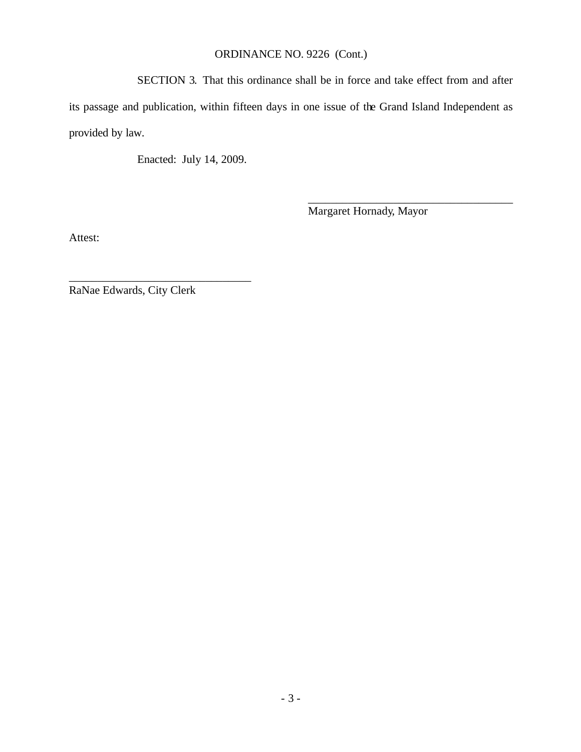ORDINANCE NO. 9226 (Cont.)

SECTION 3. That this ordinance shall be in force and take effect from and after its passage and publication, within fifteen days in one issue of the Grand Island Independent as provided by law.

Enacted: July 14, 2009.

\_\_\_\_\_\_\_\_\_\_\_\_\_\_\_\_\_\_\_\_\_\_\_\_\_\_\_\_\_\_\_\_\_\_\_\_\_\_

Margaret Hornady, Mayor

Attest:

\_\_\_\_\_\_\_\_\_\_\_\_\_\_\_\_\_\_\_\_\_\_\_\_\_\_\_\_\_\_\_\_\_\_\_

RaNae Edwards, City Clerk